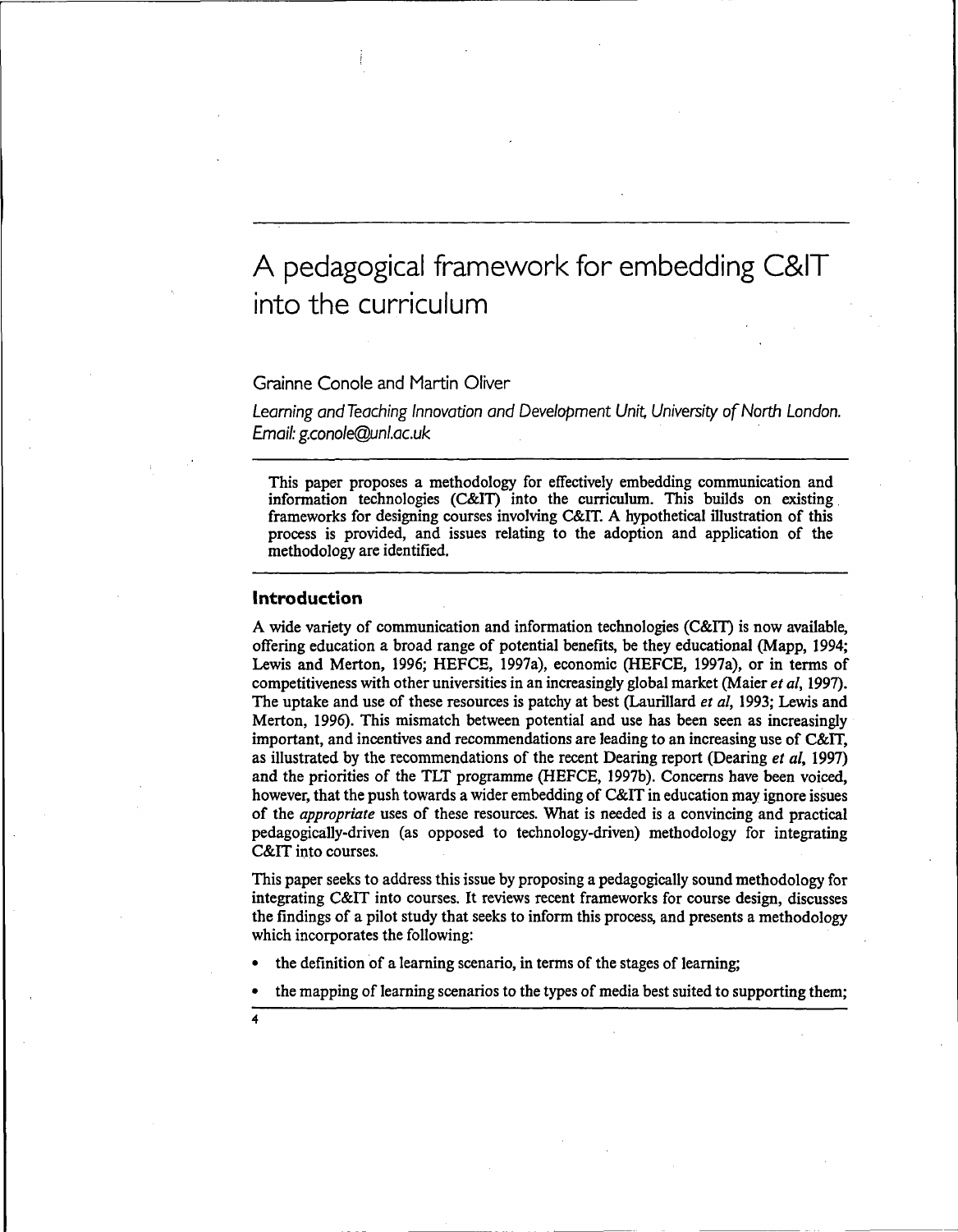# A pedagogical framework for embedding C&IT into the curriculum

Grainne Conole and Martin Oliver

*Learning and Teaching Innovation and Development Unit, University of North London. Email: g.conole@unl.ac.uk*

This paper proposes a methodology for effectively embedding communication and information technologies (C&IT) into the curriculum. This builds on existing frameworks for designing courses involving C&IT. A hypothetical illustration of this process is provided, and issues relating to the adoption and application of the methodology are identified.

## Introduction

A wide variety of communication and information technologies (C&IT) is now available, offering education a broad range of potential benefits, be they educational (Mapp, 1994; Lewis and Merton, 1996; HEFCE, 1997a), economic (HEFCE, 1997a), or in terms of competitiveness with other universities in an increasingly global market (Maier *et al*, 1997). The uptake and use of these resources is patchy at best (Laurillard *et al*, 1993; Lewis and Merton, 1996). This mismatch between potential and use has been seen as increasingly important, and incentives and recommendations are leading to an increasing use of C&IT, as illustrated by the recommendations of the recent Dearing report (Dearing *et al*, 1997) and the priorities of the TLT programme (HEFCE, 1997b). Concerns have been voiced, however, that the push towards a wider embedding of C&IT in education may ignore issues of the *appropriate* uses of these resources. What is needed is a convincing and practical pedagogically-driven (as opposed to technology-driven) methodology for integrating C&IT into courses.

This paper seeks to address this issue by proposing a pedagogically sound methodology for integrating C&IT into courses. It reviews recent frameworks for course design, discusses the findings of a pilot study that seeks to inform this process, and presents a methodology which incorporates the following:

- the definition of a learning scenario, in terms of the stages of learning;
- the mapping of learning scenarios to the types of media best suited to supporting them;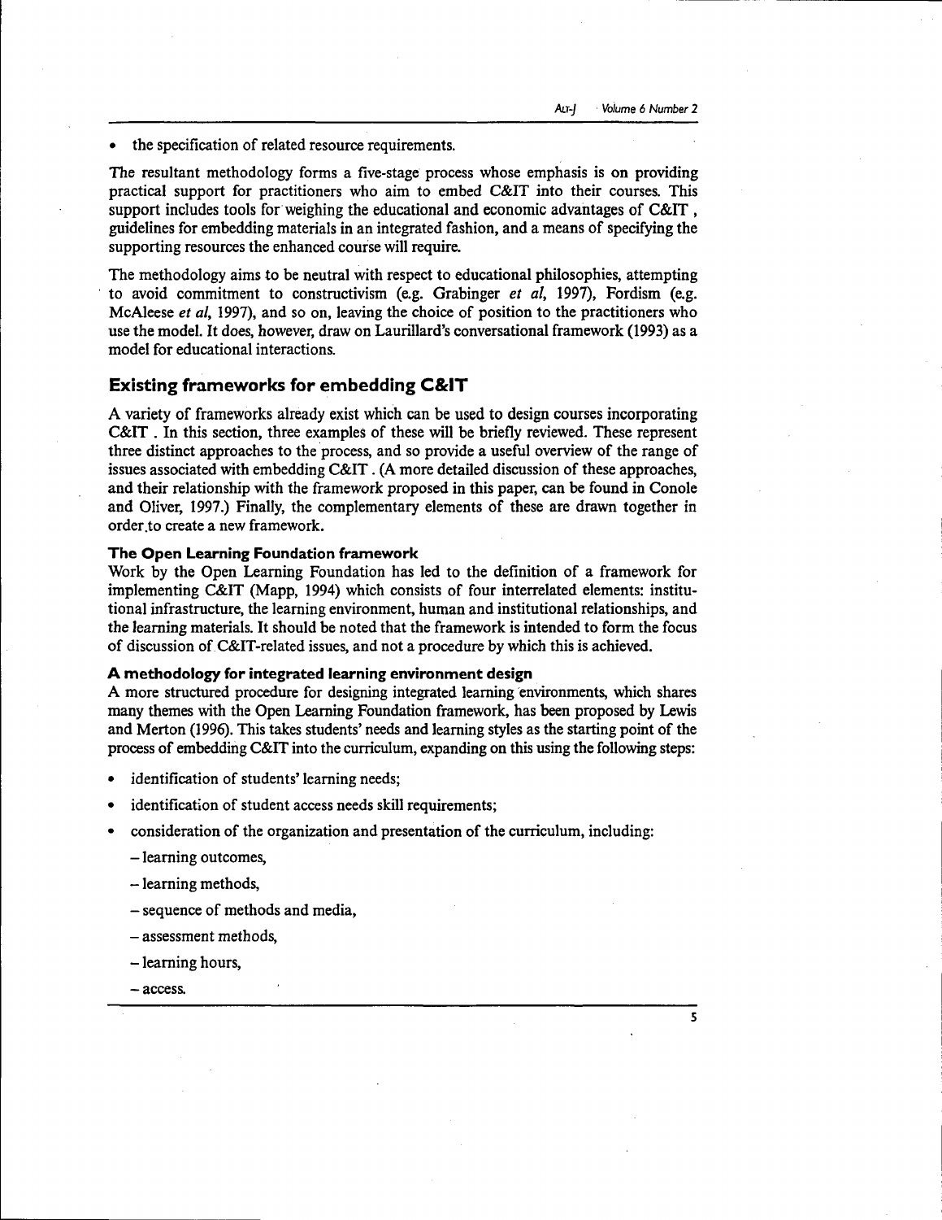- the specification of related resource requirements.

The resultant methodology forms a five-stage process whose emphasis is on providing practical support for practitioners who aim to embed C&IT into their courses. This support includes tools for weighing the educational and economic advantages of C&IT , guidelines for embedding materials in an integrated fashion, and a means of specifying the supporting resources the enhanced course will require.

The methodology aims to be neutral with respect to educational philosophies, attempting to avoid commitment to constructivism (e.g. Grabinger *et al*, 1997), Fordism (e.g. McAleese *et al*, 1997), and so on, leaving the choice of position to the practitioners who use the model. It does, however, draw on Laurillard's conversational framework (1993) as a model for educational interactions.

## Existing frameworks for embedding C&IT

A variety of frameworks already exist which can be used to design courses incorporating C&IT . In this section, three examples of these will be briefly reviewed. These represent three distinct approaches to the process, and so provide a useful overview of the range of issues associated with embedding C&IT . (A more detailed discussion of these approaches, and their relationship with the framework proposed in this paper, can be found in Conole and Oliver, 1997.) Finally, the complementary elements of these are drawn together in order to create a new framework.

### The Open Learning Foundation framework

Work by the Open Learning Foundation has led to the definition of a framework for implementing C&IT (Mapp, 1994) which consists of four interrelated elements: institutional infrastructure, the learning environment, human and institutional relationships, and the learning materials. It should be noted that the framework is intended to form the focus of discussion of C&IT-related issues, and not a procedure by which this is achieved.

### A methodology for integrated learning environment design

A more structured procedure for designing integrated learning environments, which shares many themes with the Open Learning Foundation framework, has been proposed by Lewis and Merton (1996). This takes students' needs and learning styles as the starting point of the process of embedding C&IT into the curriculum, expanding on this using the following steps:

- identification of students' learning needs;
- identification of student access needs skill requirements;
- consideration of the organization and presentation of the curriculum, including:
  - learning outcomes,
  - learning methods,
  - sequence of methods and media,
  - assessment methods,
  - learning hours,
  - access.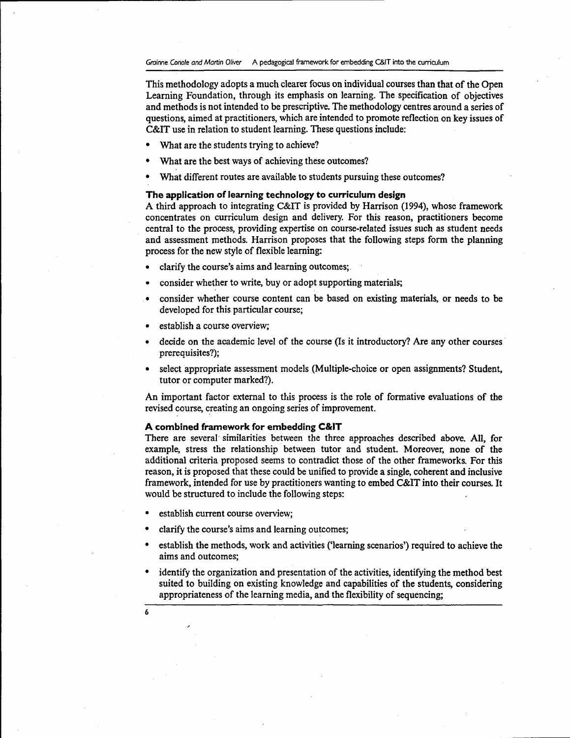This methodology adopts a much clearer focus on individual courses than that of the Open Learning Foundation, through its emphasis on learning. The specification of objectives and methods is not intended to be prescriptive. The methodology centres around a series of questions, aimed at practitioners, which are intended to promote reflection on key issues of C&IT use in relation to student learning. These questions include:

- What are the students trying to achieve?
- What are the best ways of achieving these outcomes?
- What different routes are available to students pursuing these outcomes?

### The application of learning technology to curriculum design

A third approach to integrating C&IT is provided by Harrison (1994), whose framework concentrates on curriculum design and delivery. For this reason, practitioners become central to the process, providing expertise on course-related issues such as student needs and assessment methods. Harrison proposes that the following steps form the planning process for the new style of flexible learning:

- clarify the course's aims and learning outcomes;
- consider whether to write, buy or adopt supporting materials;
- consider whether course content can be based on existing materials, or needs to be developed for this particular course;
- establish a course overview;
- decide on the academic level of the course (Is it introductory? Are any other courses prerequisites?);
- select appropriate assessment models (Multiple-choice or open assignments? Student, tutor or computer marked?).

An important factor external to this process is the role of formative evaluations of the revised course, creating an ongoing series of improvement.

### A combined framework for embedding C&IT

There are several similarities between the three approaches described above. All, for example, stress the relationship between tutor and student. Moreover, none of the additional criteria proposed seems to contradict those of the other frameworks. For this reason, it is proposed that these could be unified to provide a single, coherent and inclusive framework, intended for use by practitioners wanting to embed C&IT into their courses. It would be structured to include the following steps:

- establish current course overview;
- clarify the course's aims and learning outcomes;
- establish the methods, work and activities ('learning scenarios') required to achieve the aims and outcomes;
- identify the organization and presentation of the activities, identifying the method best suited to building on existing knowledge and capabilities of the students, considering appropriateness of the learning media, and the flexibility of sequencing;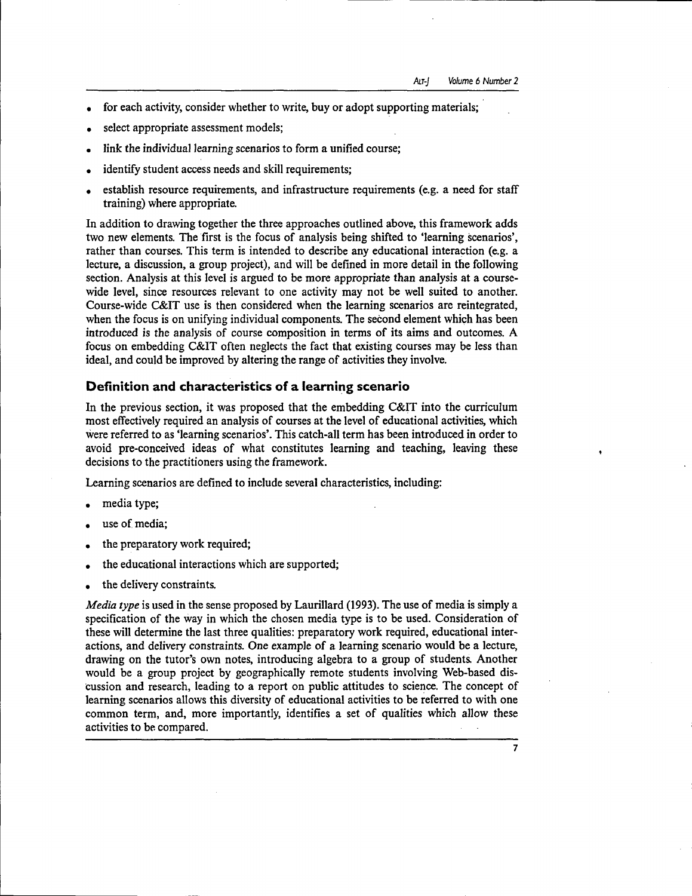- for each activity, consider whether to write, buy or adopt supporting materials;
- select appropriate assessment models;
- link the individual learning scenarios to form a unified course;
- identify student access needs and skill requirements;
- establish resource requirements, and infrastructure requirements (e.g. a need for staff training) where appropriate.

In addition to drawing together the three approaches outlined above, this framework adds two new elements. The first is the focus of analysis being shifted to 'learning scenarios', rather than courses. This term is intended to describe any educational interaction (e.g. a lecture, a discussion, a group project), and will be defined in more detail in the following section. Analysis at this level is argued to be more appropriate than analysis at a course-wide level, since resources relevant to one activity may not be well suited to another. Course-wide C&IT use is then considered when the learning scenarios are reintegrated, when the focus is on unifying individual components. The second element which has been introduced is the analysis of course composition in terms of its aims and outcomes. A focus on embedding C&IT often neglects the fact that existing courses may be less than ideal, and could be improved by altering the range of activities they involve.

## Definition and characteristics of a learning scenario

In the previous section, it was proposed that the embedding C&IT into the curriculum most effectively required an analysis of courses at the level of educational activities, which were referred to as 'learning scenarios'. This catch-all term has been introduced in order to avoid pre-conceived ideas of what constitutes learning and teaching, leaving these decisions to the practitioners using the framework.

Learning scenarios are defined to include several characteristics, including:

- media type;
- use of media;
- the preparatory work required;
- the educational interactions which are supported;
- the delivery constraints.

*Media type* is used in the sense proposed by Laurillard (1993). The use of media is simply a specification of the way in which the chosen media type is to be used. Consideration of these will determine the last three qualities: preparatory work required, educational interactions, and delivery constraints. One example of a learning scenario would be a lecture, drawing on the tutor's own notes, introducing algebra to a group of students. Another would be a group project by geographically remote students involving Web-based discussion and research, leading to a report on public attitudes to science. The concept of learning scenarios allows this diversity of educational activities to be referred to with one common term, and, more importantly, identifies a set of qualities which allow these activities to be compared.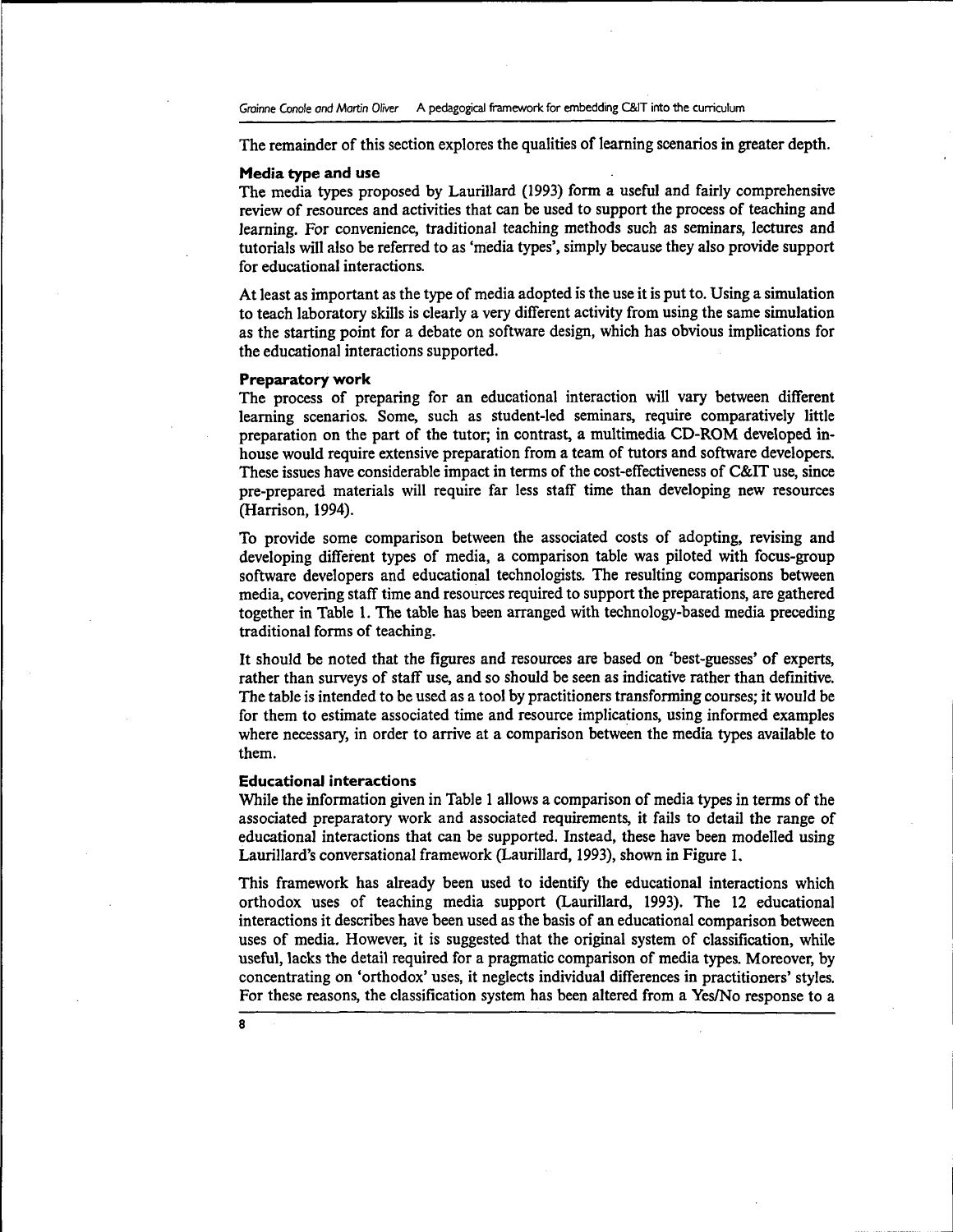The remainder of this section explores the qualities of learning scenarios in greater depth.

### Media type and use

The media types proposed by Laurillard (1993) form a useful and fairly comprehensive review of resources and activities that can be used to support the process of teaching and learning. For convenience, traditional teaching methods such as seminars, lectures and tutorials will also be referred to as 'media types', simply because they also provide support for educational interactions.

At least as important as the type of media adopted is the use it is put to. Using a simulation to teach laboratory skills is clearly a very different activity from using the same simulation as the starting point for a debate on software design, which has obvious implications for the educational interactions supported.

### Preparatory work

The process of preparing for an educational interaction will vary between different learning scenarios. Some, such as student-led seminars, require comparatively little preparation on the part of the tutor; in contrast, a multimedia CD-ROM developed in-house would require extensive preparation from a team of tutors and software developers. These issues have considerable impact in terms of the cost-effectiveness of C&IT use, since pre-prepared materials will require far less staff time than developing new resources (Harrison, 1994).

To provide some comparison between the associated costs of adopting, revising and developing different types of media, a comparison table was piloted with focus-group software developers and educational technologists. The resulting comparisons between media, covering staff time and resources required to support the preparations, are gathered together in Table 1. The table has been arranged with technology-based media preceding traditional forms of teaching.

It should be noted that the figures and resources are based on 'best-guesses' of experts, rather than surveys of staff use, and so should be seen as indicative rather than definitive. The table is intended to be used as a tool by practitioners transforming courses; it would be for them to estimate associated time and resource implications, using informed examples where necessary, in order to arrive at a comparison between the media types available to them.

### Educational interactions

While the information given in Table 1 allows a comparison of media types in terms of the associated preparatory work and associated requirements, it fails to detail the range of educational interactions that can be supported. Instead, these have been modelled using Laurillard's conversational framework (Laurillard, 1993), shown in Figure 1.

This framework has already been used to identify the educational interactions which orthodox uses of teaching media support (Laurillard, 1993). The 12 educational interactions it describes have been used as the basis of an educational comparison between uses of media. However, it is suggested that the original system of classification, while useful, lacks the detail required for a pragmatic comparison of media types. Moreover, by concentrating on 'orthodox' uses, it neglects individual differences in practitioners' styles. For these reasons, the classification system has been altered from a Yes/No response to a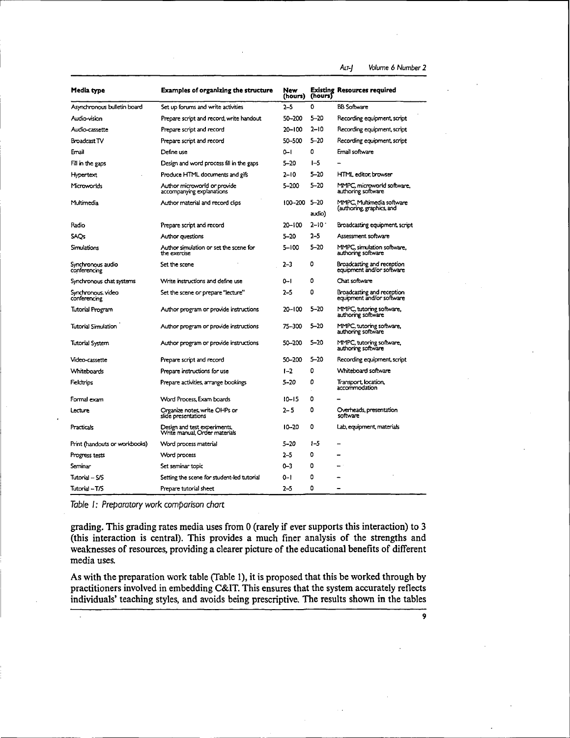| Media type | Examples of organizing the structure | New (hours) | Existing (hours) | Resources required |
|---|---|---|---|---|
| Asynchronous bulletin board | Set up forums and write activities | 2–5 | 0 | BB Software |
| Audio-vision | Prepare script and record, write handout | 50–200 | 5–20 | Recording equipment, script |
| Audio-cassette | Prepare script and record | 20–100 | 2–10 | Recording equipment, script |
| Broadcast TV | Prepare script and record | 50–500 | 5–20 | Recording equipment, script |
| Email | Define use | 0–1 | 0 | Email software |
| Fill in the gaps | Design and word process fill in the gaps | 5–20 | 1–5 | – |
| Hypertext | Produce HTML documents and gifs | 2–10 | 5–20 | HTML editor, browser |
| Microworlds | Author microworld or provide accompanying explanations | 5–200 | 5–20 | MMPC, microworld software, authoring software |
| Multimedia | Author material and record clips | 100–200 | 5–20 audio) | MMPC, Multimedia software (authoring, graphics, and |
| Radio | Prepare script and record | 20–100 | 2–10 | Broadcasting equipment, script |
| SAQs | Author questions | 5–20 | 2–5 | Assessment software |
| Simulations | Author simulation or set the scene for the exercise | 5–100 | 5–20 | MMPC, simulation software, authoring software |
| Synchronous audio conferencing | Set the scene | 2–3 | 0 | Broadcasting and reception equipment and/or software |
| Synchronous chat systems | Write instructions and define use | 0–1 | 0 | Chat software |
| Synchronous video conferencing | Set the scene or prepare "lecture" | 2–5 | 0 | Broadcasting and reception equipment and/or software |
| Tutorial Program | Author program or provide instructions | 20–100 | 5–20 | MMPC, tutoring software, authoring software |
| Tutorial Simulation | Author program or provide instructions | 75–300 | 5–20 | MMPC, tutoring software, authoring software |
| Tutorial System | Author program or provide instructions | 50–200 | 5–20 | MMPC, tutoring software, authoring software |
| Video-cassette | Prepare script and record | 50–200 | 5–20 | Recording equipment, script |
| Whiteboards | Prepare instructions for use | 1–2 | 0 | Whiteboard software |
| Fieldtrips | Prepare activities, arrange bookings | 5–20 | 0 | Transport, location, accommodation |
| Formal exam | Word Process, Exam boards | 10–15 | 0 | – |
| Lecture | Organize notes, write OHPs or slide presentations | 2–5 | 0 | Overheads, presentation software |
| Practicals | Design and test experiments, Write manual, Order materials | 10–20 | 0 | Lab, equipment, materials |
| Print (handouts or workbooks) | Word process material | 5–20 | 1–5 | – |
| Progress tests | Word process | 2–5 | 0 | – |
| Seminar | Set seminar topic | 0–3 | 0 | – |
| Tutorial – S/S | Setting the scene for student-led tutorial | 0–1 | 0 | – |
| Tutorial – T/S | Prepare tutorial sheet | 2–5 | 0 | – |

*Table 1: Preparatory work comparison chart*

grading. This grading rates media uses from 0 (rarely if ever supports this interaction) to 3 (this interaction is central). This provides a much finer analysis of the strengths and weaknesses of resources, providing a clearer picture of the educational benefits of different media uses.

As with the preparation work table (Table 1), it is proposed that this be worked through by practitioners involved in embedding C&IT. This ensures that the system accurately reflects individuals' teaching styles, and avoids being prescriptive. The results shown in the tables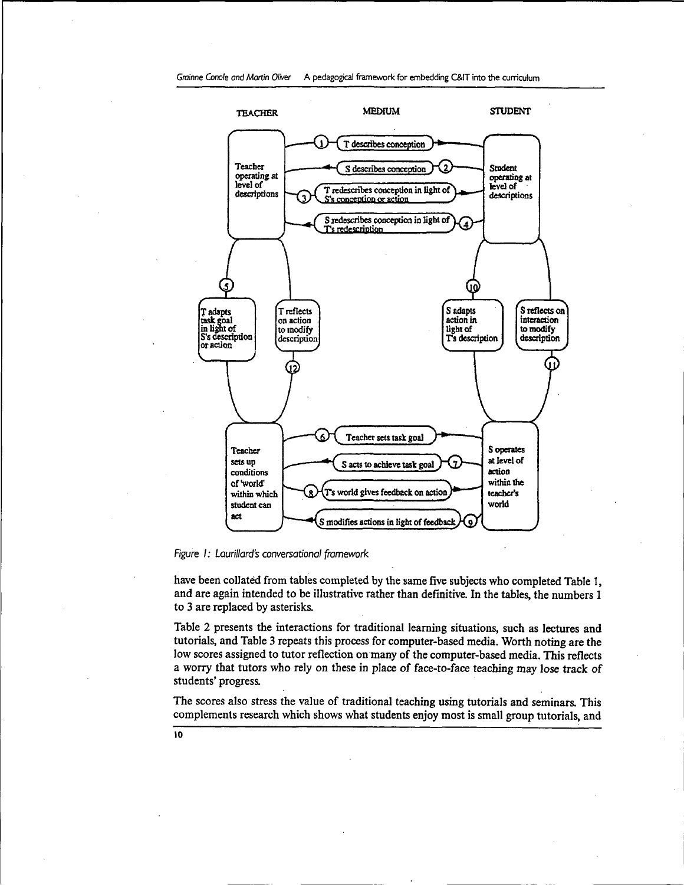Figure 1: Laurillard's conversational framework

have been collated from tables completed by the same five subjects who completed Table 1, and are again intended to be illustrative rather than definitive. In the tables, the numbers 1 to 3 are replaced by asterisks.

Table 2 presents the interactions for traditional learning situations, such as lectures and tutorials, and Table 3 repeats this process for computer-based media. Worth noting are the low scores assigned to tutor reflection on many of the computer-based media. This reflects a worry that tutors who rely on these in place of face-to-face teaching may lose track of students' progress.

The scores also stress the value of traditional teaching using tutorials and seminars. This complements research which shows what students enjoy most is small group tutorials, and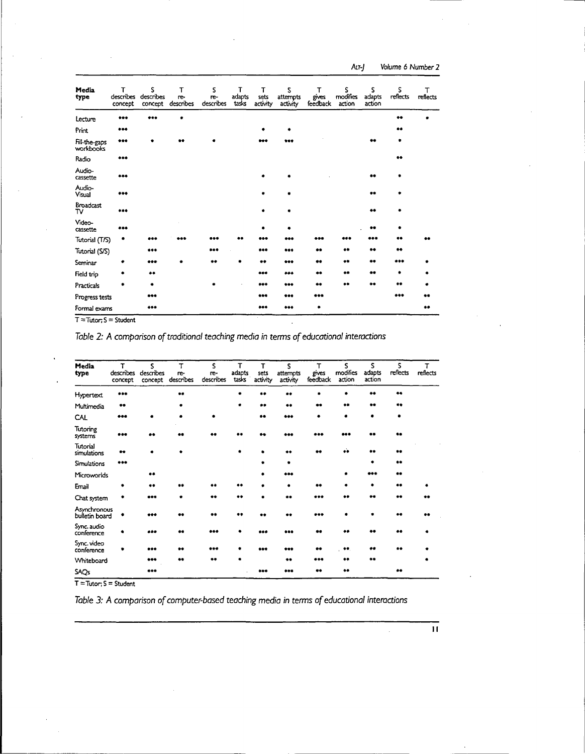| Media type | T describes concept | S describes concept | T re-describes | S re-describes | T adapts tasks | T sets activity | S attempts activity | T gives feedback | S modifies action | S adapts action | S reflects | T reflects |
|---|---|---|---|---|---|---|---|---|---|---|---|---|
| Lecture | *** | *** | * | | | | | | | | ** | * |
| Print | *** | | | | | | | | | | ** | |
| Fill-the-gaps workbooks | *** | * | ** | * | | *** | *** | | | ** | * | |
| Radio | *** | | | | | | | | | | ** | |
| Audio-cassette | *** | | | | | * | * | | | ** | * | |
| Audio-Visual | *** | | | | | * | * | | | ** | * | |
| Broadcast TV | *** | | | | | * | * | | | ** | * | |
| Video-cassette | *** | | | | | * | * | | | ** | * | |
| Tutorial (T/S) | * | *** | *** | *** | ** | *** | *** | *** | *** | *** | ** | ** |
| Tutorial (S/S) | | *** | | *** | | *** | *** | ** | ** | ** | ** | |
| Seminar | * | *** | * | ** | * | ** | *** | ** | ** | ** | *** | * |
| Field trip | * | ** | | | | *** | *** | ** | ** | ** | * | * |
| Practicals | * | * | | * | | *** | *** | ** | ** | ** | ** | * |
| Progress tests | | *** | | | | *** | *** | *** | | | *** | ** |
| Formal exams | | *** | | | | *** | *** | * | | | | ** |

T = Tutor; S = Student

*Table 2: A comparison of traditional teaching media in terms of educational interactions*

| Media type | T describes concept | S describes concept | T re-describes | S re-describes | T adapts tasks | T sets activity | S attempts activity | T gives feedback | S modifies action | S adapts action | S reflects | T reflects |
|---|---|---|---|---|---|---|---|---|---|---|---|---|
| Hypertext | *** | | ** | | * | ** | ** | * | * | ** | ** | |
| Multimedia | ** | | * | | * | ** | ** | ** | ** | ** | ** | |
| CAL | *** | * | * | * | | ** | *** | * | * | * | * | |
| Tutoring systems | *** | ** | ** | ** | ** | ** | *** | *** | *** | ** | ** | |
| Tutorial simulations | ** | * | * | | * | * | ** | ** | ** | ** | ** | |
| Simulations | *** | | | | | * | * | | | * | ** | |
| Microworlds | | ** | | | | * | *** | | * | *** | ** | |
| Email | * | ** | ** | ** | ** | * | * | ** | * | * | ** | * |
| Chat system | * | *** | * | ** | ** | * | ** | *** | ** | ** | ** | ** |
| Asynchronous bulletin board | * | *** | ** | ** | ** | ** | ** | *** | * | * | ** | ** |
| Sync. audio conference | * | *** | ** | *** | * | *** | *** | ** | ** | ** | ** | * |
| Sync. video conference | * | *** | ** | *** | * | *** | *** | ** | ** | ** | ** | * |
| Whiteboard | | *** | ** | ** | * | | ** | *** | ** | ** | | * |
| SAQs | | *** | | | | *** | *** | ** | ** | | ** | |

T = Tutor; S = Student

*Table 3: A comparison of computer-based teaching media in terms of educational interactions*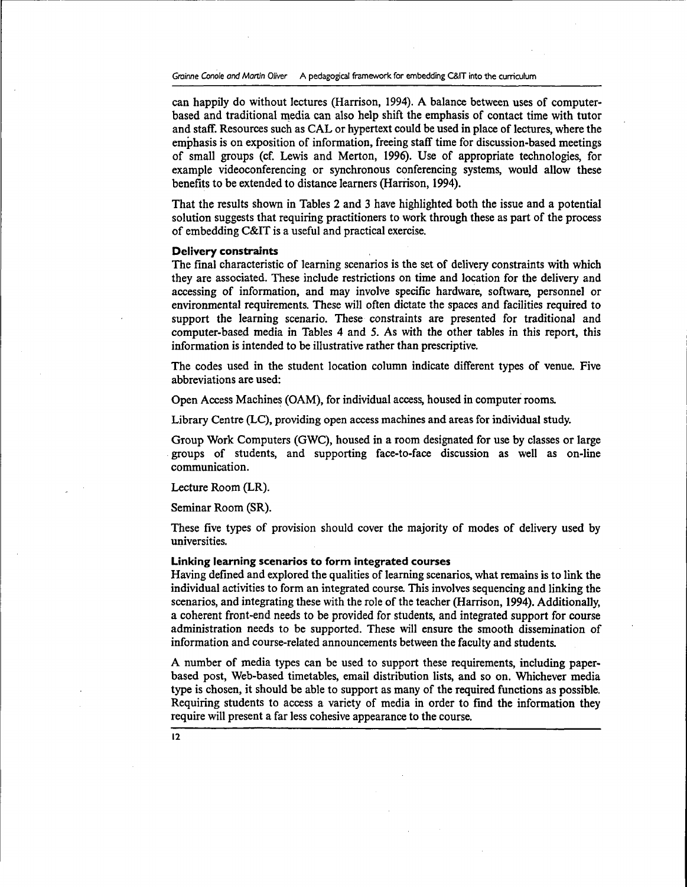can happily do without lectures (Harrison, 1994). A balance between uses of computer-based and traditional media can also help shift the emphasis of contact time with tutor and staff. Resources such as CAL or hypertext could be used in place of lectures, where the emphasis is on exposition of information, freeing staff time for discussion-based meetings of small groups (cf. Lewis and Merton, 1996). Use of appropriate technologies, for example videoconferencing or synchronous conferencing systems, would allow these benefits to be extended to distance learners (Harrison, 1994).

That the results shown in Tables 2 and 3 have highlighted both the issue and a potential solution suggests that requiring practitioners to work through these as part of the process of embedding C&IT is a useful and practical exercise.

### Delivery constraints

The final characteristic of learning scenarios is the set of delivery constraints with which they are associated. These include restrictions on time and location for the delivery and accessing of information, and may involve specific hardware, software, personnel or environmental requirements. These will often dictate the spaces and facilities required to support the learning scenario. These constraints are presented for traditional and computer-based media in Tables 4 and 5. As with the other tables in this report, this information is intended to be illustrative rather than prescriptive.

The codes used in the student location column indicate different types of venue. Five abbreviations are used:

Open Access Machines (OAM), for individual access, housed in computer rooms.

Library Centre (LC), providing open access machines and areas for individual study.

Group Work Computers (GWC), housed in a room designated for use by classes or large groups of students, and supporting face-to-face discussion as well as on-line communication.

Lecture Room (LR).

Seminar Room (SR).

These five types of provision should cover the majority of modes of delivery used by universities.

### Linking learning scenarios to form integrated courses

Having defined and explored the qualities of learning scenarios, what remains is to link the individual activities to form an integrated course. This involves sequencing and linking the scenarios, and integrating these with the role of the teacher (Harrison, 1994). Additionally, a coherent front-end needs to be provided for students, and integrated support for course administration needs to be supported. These will ensure the smooth dissemination of information and course-related announcements between the faculty and students.

A number of media types can be used to support these requirements, including paper-based post, Web-based timetables, email distribution lists, and so on. Whichever media type is chosen, it should be able to support as many of the required functions as possible. Requiring students to access a variety of media in order to find the information they require will present a far less cohesive appearance to the course.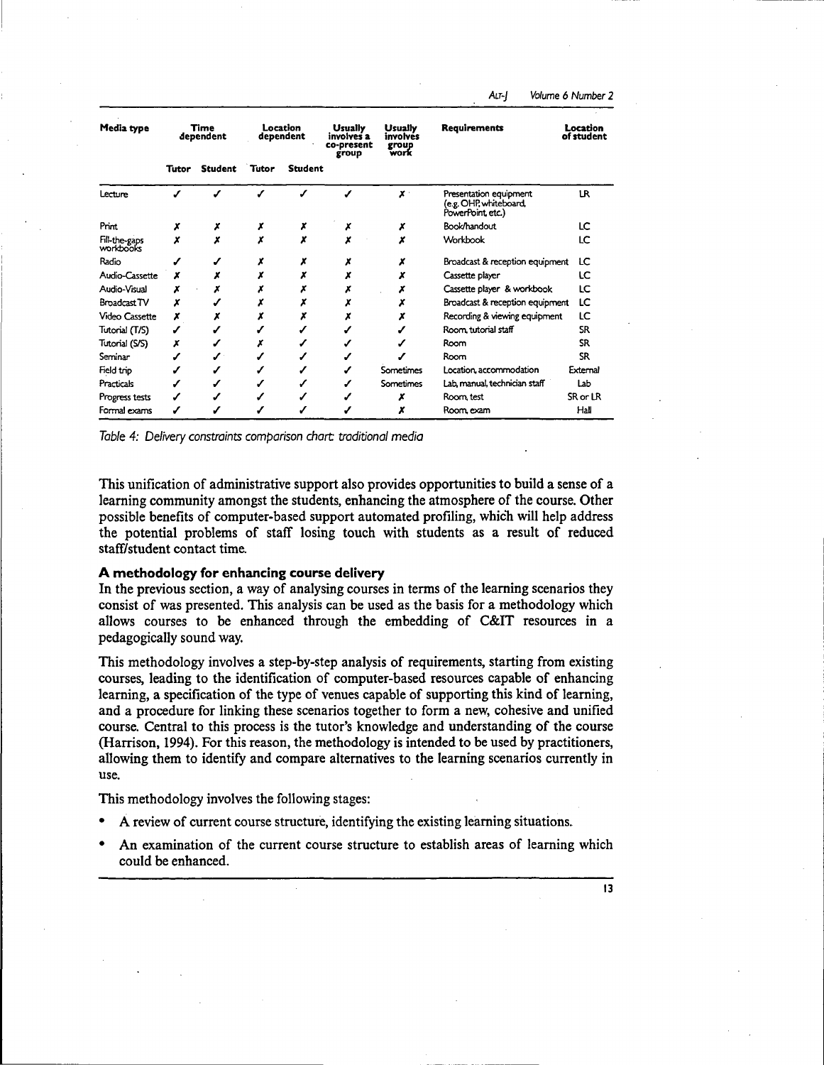| Media type | Time dependent | | Location dependent | | Usually involves a co-present group | Usually involves group work | Requirements | Location of student |
|---|---|---|---|---|---|---|---|---|
| | Tutor | Student | Tutor | Student | | | | |
| Lecture | ✓ | ✓ | ✓ | ✓ | ✓ | ✗ | Presentation equipment (e.g. OHP, whiteboard, PowerPoint, etc.) | LR |
| Print | ✗ | ✗ | ✗ | ✗ | ✗ | ✗ | Book/handout | LC |
| Fill-the-gaps workbooks | ✗ | ✗ | ✗ | ✗ | ✗ | ✗ | Workbook | LC |
| Radio | ✓ | ✓ | ✗ | ✗ | ✗ | ✗ | Broadcast & reception equipment | LC |
| Audio-Cassette | ✗ | ✗ | ✗ | ✗ | ✗ | ✗ | Cassette player | LC |
| Audio-Visual | ✗ | ✗ | ✗ | ✗ | ✗ | ✗ | Cassette player & workbook | LC |
| Broadcast TV | ✗ | ✓ | ✗ | ✗ | ✗ | ✗ | Broadcast & reception equipment | LC |
| Video Cassette | ✗ | ✗ | ✗ | ✗ | ✗ | ✗ | Recording & viewing equipment | LC |
| Tutorial (T/S) | ✓ | ✓ | ✓ | ✓ | ✓ | ✓ | Room, tutorial staff | SR |
| Tutorial (S/S) | ✗ | ✓ | ✗ | ✓ | ✓ | ✓ | Room | SR |
| Seminar | ✓ | ✓ | ✓ | ✓ | ✓ | ✓ | Room | SR |
| Field trip | ✓ | ✓ | ✓ | ✓ | ✓ | Sometimes | Location, accommodation | External |
| Practicals | ✓ | ✓ | ✓ | ✓ | ✓ | Sometimes | Lab, manual, technician staff | Lab |
| Progress tests | ✓ | ✓ | ✓ | ✓ | ✓ | ✗ | Room, test | SR or LR |
| Formal exams | ✓ | ✓ | ✓ | ✓ | ✓ | ✗ | Room, exam | Hall |

*Table 4: Delivery constraints comparison chart: traditional media*

This unification of administrative support also provides opportunities to build a sense of a learning community amongst the students, enhancing the atmosphere of the course. Other possible benefits of computer-based support automated profiling, which will help address the potential problems of staff losing touch with students as a result of reduced staff/student contact time.

### A methodology for enhancing course delivery

In the previous section, a way of analysing courses in terms of the learning scenarios they consist of was presented. This analysis can be used as the basis for a methodology which allows courses to be enhanced through the embedding of C&IT resources in a pedagogically sound way.

This methodology involves a step-by-step analysis of requirements, starting from existing courses, leading to the identification of computer-based resources capable of enhancing learning, a specification of the type of venues capable of supporting this kind of learning, and a procedure for linking these scenarios together to form a new, cohesive and unified course. Central to this process is the tutor's knowledge and understanding of the course (Harrison, 1994). For this reason, the methodology is intended to be used by practitioners, allowing them to identify and compare alternatives to the learning scenarios currently in use.

This methodology involves the following stages:

- A review of current course structure, identifying the existing learning situations.
- An examination of the current course structure to establish areas of learning which could be enhanced.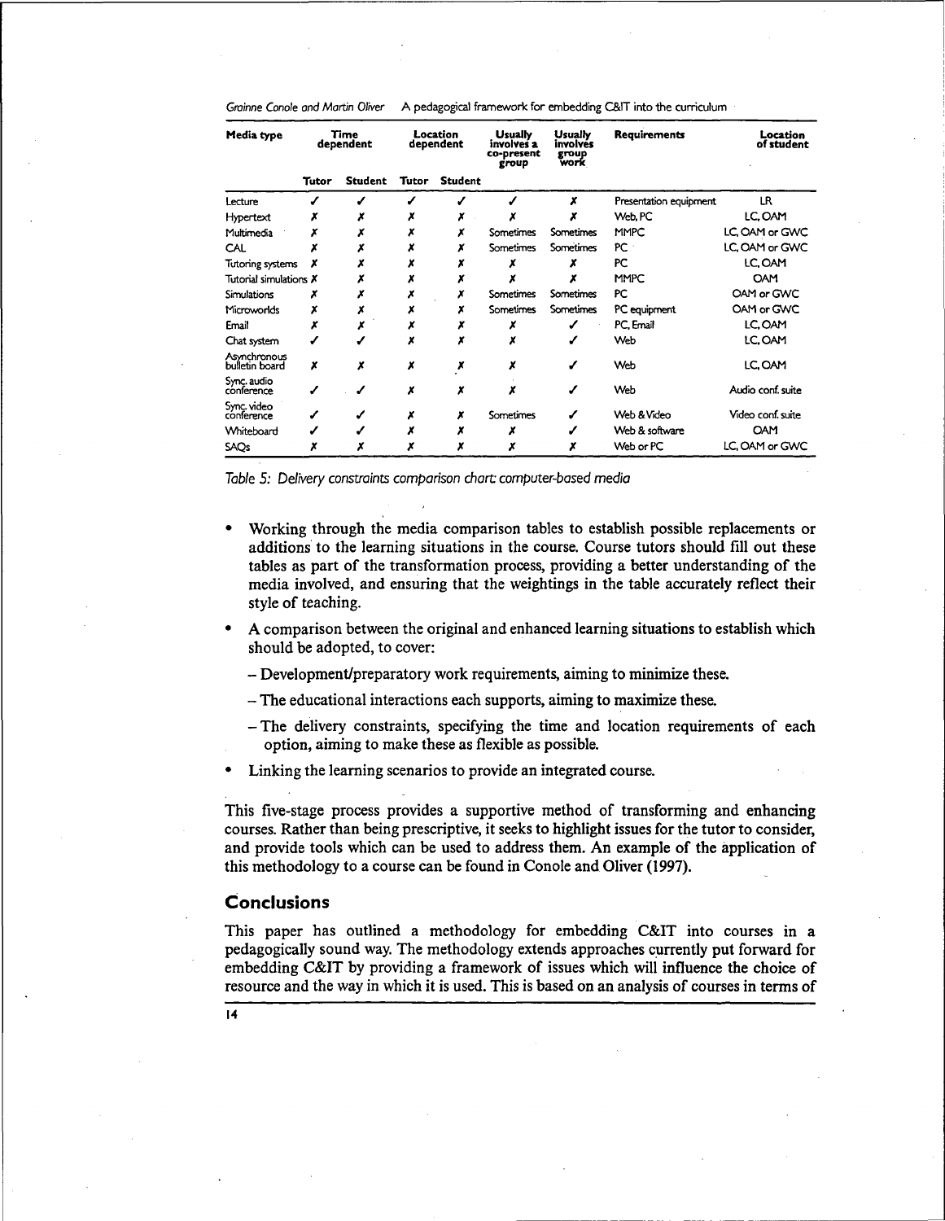| Media type | Time dependent | | Location dependent | | Usually involves a co-present group | Usually involves group work | Requirements | Location of student |
|---|---|---|---|---|---|---|---|---|
| | Tutor | Student | Tutor | Student | | | | |
| Lecture | ✓ | ✓ | ✓ | ✓ | ✓ | ✗ | Presentation equipment | LR |
| Hypertext | ✗ | ✗ | ✗ | ✗ | ✗ | ✗ | Web, PC | LC, OAM |
| Multimedia | ✗ | ✗ | ✗ | ✗ | Sometimes | Sometimes | MMPC | LC, OAM or GWC |
| CAL | ✗ | ✗ | ✗ | ✗ | Sometimes | Sometimes | PC | LC, OAM or GWC |
| Tutoring systems | ✗ | ✗ | ✗ | ✗ | ✗ | ✗ | PC | LC, OAM |
| Tutorial simulations | ✗ | ✗ | ✗ | ✗ | ✗ | ✗ | MMPC | OAM |
| Simulations | ✗ | ✗ | ✗ | ✗ | Sometimes | Sometimes | PC | OAM or GWC |
| Microworlds | ✗ | ✗ | ✗ | ✗ | Sometimes | Sometimes | PC equipment | OAM or GWC |
| Email | ✗ | ✗ | ✗ | ✗ | ✗ | ✓ | PC, Email | LC, OAM |
| Chat system | ✓ | ✓ | ✗ | ✗ | ✗ | ✓ | Web | LC, OAM |
| Asynchronous bulletin board | ✗ | ✗ | ✗ | ✗ | ✗ | ✓ | Web | LC, OAM |
| Sync. audio conference | ✓ | ✓ | ✗ | ✗ | ✗ | ✓ | Web | Audio conf. suite |
| Sync. video conference | ✓ | ✓ | ✗ | ✗ | Sometimes | ✓ | Web & Video | Video conf. suite |
| Whiteboard | ✓ | ✓ | ✗ | ✗ | ✗ | ✓ | Web & software | OAM |
| SAQs | ✗ | ✗ | ✗ | ✗ | ✗ | ✗ | Web or PC | LC, OAM or GWC |

*Table 5: Delivery constraints comparison chart: computer-based media*

- Working through the media comparison tables to establish possible replacements or additions to the learning situations in the course. Course tutors should fill out these tables as part of the transformation process, providing a better understanding of the media involved, and ensuring that the weightings in the table accurately reflect their style of teaching.
- A comparison between the original and enhanced learning situations to establish which should be adopted, to cover:
  - Development/preparatory work requirements, aiming to minimize these.
  - The educational interactions each supports, aiming to maximize these.
  - The delivery constraints, specifying the time and location requirements of each option, aiming to make these as flexible as possible.
- Linking the learning scenarios to provide an integrated course.

This five-stage process provides a supportive method of transforming and enhancing courses. Rather than being prescriptive, it seeks to highlight issues for the tutor to consider, and provide tools which can be used to address them. An example of the application of this methodology to a course can be found in Conole and Oliver (1997).

## Conclusions

This paper has outlined a methodology for embedding C&IT into courses in a pedagogically sound way. The methodology extends approaches currently put forward for embedding C&IT by providing a framework of issues which will influence the choice of resource and the way in which it is used. This is based on an analysis of courses in terms of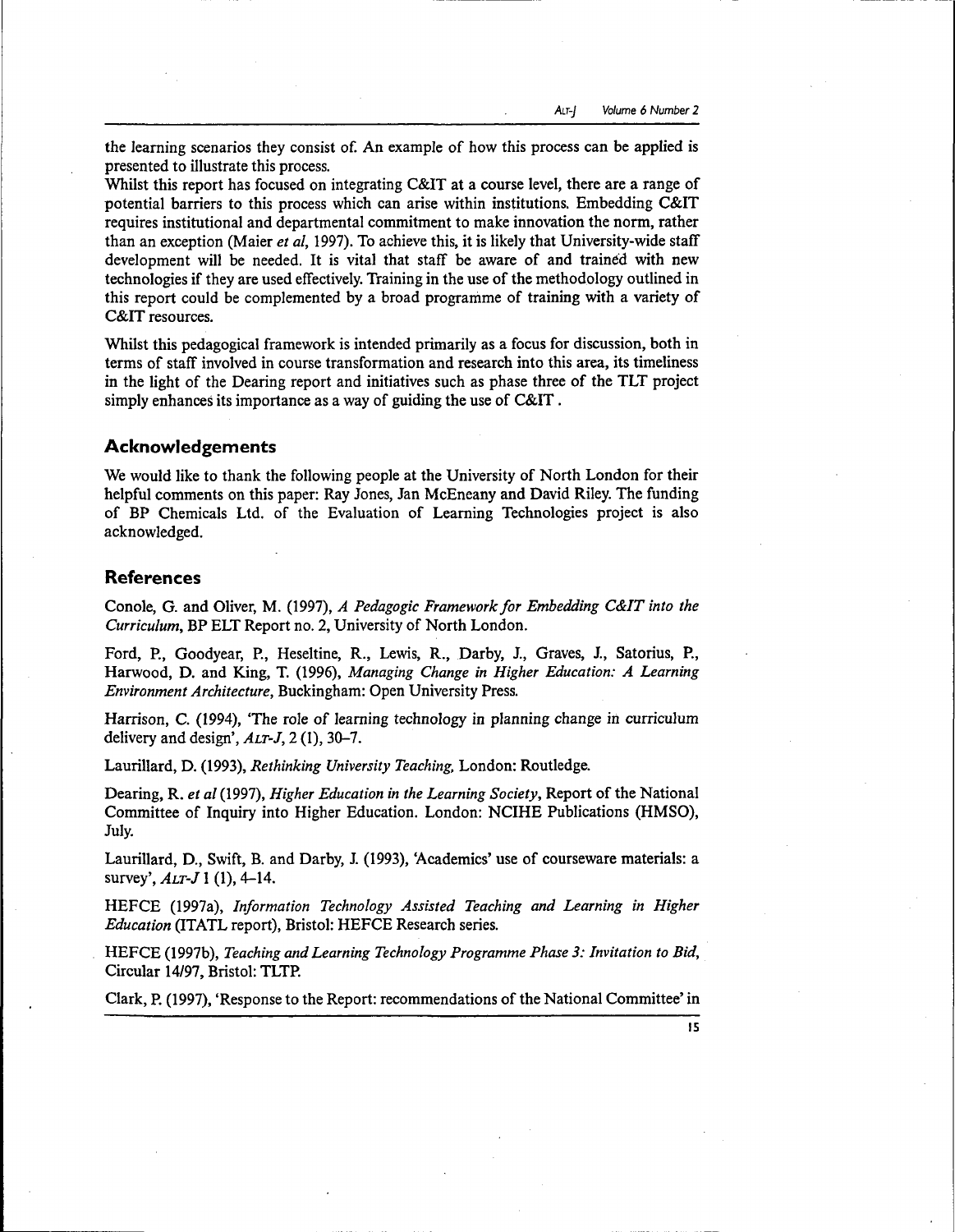the learning scenarios they consist of. An example of how this process can be applied is presented to illustrate this process.

Whilst this report has focused on integrating C&IT at a course level, there are a range of potential barriers to this process which can arise within institutions. Embedding C&IT requires institutional and departmental commitment to make innovation the norm, rather than an exception (Maier *et al*, 1997). To achieve this, it is likely that University-wide staff development will be needed. It is vital that staff be aware of and trained with new technologies if they are used effectively. Training in the use of the methodology outlined in this report could be complemented by a broad programme of training with a variety of C&IT resources.

Whilst this pedagogical framework is intended primarily as a focus for discussion, both in terms of staff involved in course transformation and research into this area, its timeliness in the light of the Dearing report and initiatives such as phase three of the TLT project simply enhances its importance as a way of guiding the use of C&IT.

## Acknowledgements

We would like to thank the following people at the University of North London for their helpful comments on this paper: Ray Jones, Jan McEneany and David Riley. The funding of BP Chemicals Ltd. of the Evaluation of Learning Technologies project is also acknowledged.

## References

Conole, G. and Oliver, M. (1997), *A Pedagogic Framework for Embedding C&IT into the Curriculum*, BP ELT Report no. 2, University of North London.

Ford, P., Goodyear, P., Heseltine, R., Lewis, R., Darby, J., Graves, J., Satorius, P., Harwood, D. and King, T. (1996), *Managing Change in Higher Education: A Learning Environment Architecture*, Buckingham: Open University Press.

Harrison, C. (1994), 'The role of learning technology in planning change in curriculum delivery and design', *ALT-J*, 2 (1), 30–7.

Laurillard, D. (1993), *Rethinking University Teaching*, London: Routledge.

Dearing, R. *et al* (1997), *Higher Education in the Learning Society*, Report of the National Committee of Inquiry into Higher Education. London: NCIHE Publications (HMSO), July.

Laurillard, D., Swift, B. and Darby, J. (1993), 'Academics' use of courseware materials: a survey', *ALT-J* 1 (1), 4–14.

HEFCE (1997a), *Information Technology Assisted Teaching and Learning in Higher Education* (ITATL report), Bristol: HEFCE Research series.

HEFCE (1997b), *Teaching and Learning Technology Programme Phase 3: Invitation to Bid*, Circular 14/97, Bristol: TLTP.

Clark, P. (1997), 'Response to the Report: recommendations of the National Committee' in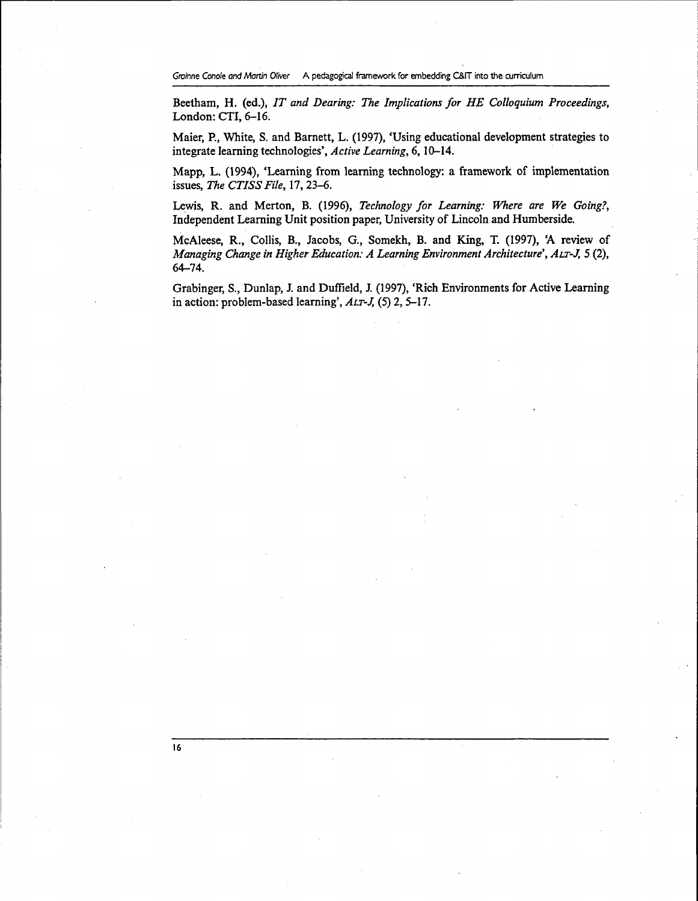Beetham, H. (ed.), *IT and Dearing: The Implications for HE Colloquium Proceedings*, London: CTI, 6–16.

Maier, P., White, S. and Barnett, L. (1997), 'Using educational development strategies to integrate learning technologies', *Active Learning*, 6, 10–14.

Mapp, L. (1994), 'Learning from learning technology: a framework of implementation issues, *The CTISS File*, 17, 23–6.

Lewis, R. and Merton, B. (1996), *Technology for Learning: Where are We Going?*, Independent Learning Unit position paper, University of Lincoln and Humberside.

McAleese, R., Collis, B., Jacobs, G., Somekh, B. and King, T. (1997), 'A review of *Managing Change in Higher Education: A Learning Environment Architecture*', *ALT-J*, 5 (2), 64–74.

Grabinger, S., Dunlap, J. and Duffield, J. (1997), 'Rich Environments for Active Learning in action: problem-based learning', *ALT-J*, (5) 2, 5–17.